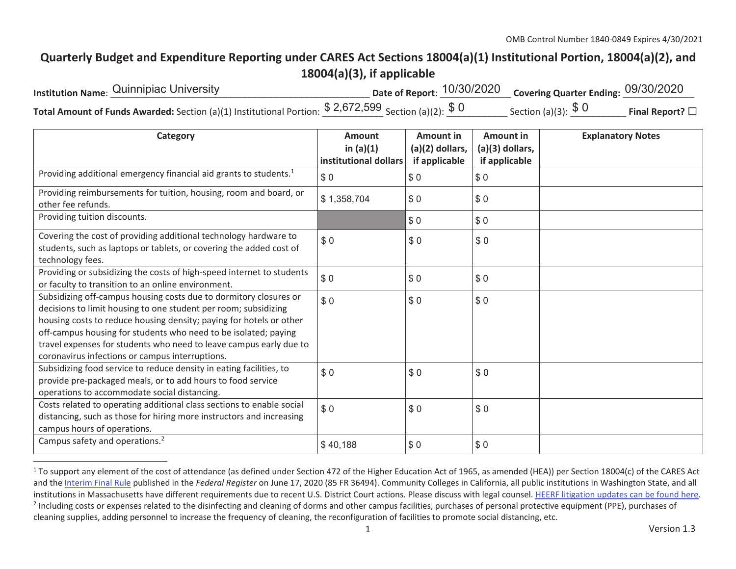OMB Control Number 1840-0849 Expires 4/30/2021

# Quarterly Budget and Expenditure Reporting under CARES Act Sections 18004(a)(1) Institutional Portion, 18004(a)(2), and 18004(a)(3), if applicable

**Institution Name**: Quinnipiac University **Date of Report**: 10/30/2020 **Covering Quarter Ending**: 09/30/2020

**Total Amount of Funds Awarded:** Section (a)(1) Institutional Portion: $ 2,672,599 Section (a)(2): $ 0 Section (a)(3): $ 0 **Final Report?** ☐

| Category | Amount in (a)(1) institutional dollars | Amount in (a)(2) dollars, if applicable | Amount in (a)(3) dollars, if applicable | Explanatory Notes |
|---|---|---|---|---|
| Providing additional emergency financial aid grants to students.[1] | $ 0 | $ 0 | $ 0 | |
| Providing reimbursements for tuition, housing, room and board, or other fee refunds. | $ 1,358,704 | $ 0 | $ 0 | |
| Providing tuition discounts. | | $ 0 | $ 0 | |
| Covering the cost of providing additional technology hardware to students, such as laptops or tablets, or covering the added cost of technology fees. | $ 0 | $ 0 | $ 0 | |
| Providing or subsidizing the costs of high-speed internet to students or faculty to transition to an online environment. | $ 0 | $ 0 | $ 0 | |
| Subsidizing off-campus housing costs due to dormitory closures or decisions to limit housing to one student per room; subsidizing housing costs to reduce housing density; paying for hotels or other off-campus housing for students who need to be isolated; paying travel expenses for students who need to leave campus early due to coronavirus infections or campus interruptions. | $ 0 | $ 0 | $ 0 | |
| Subsidizing food service to reduce density in eating facilities, to provide pre-packaged meals, or to add hours to food service operations to accommodate social distancing. | $ 0 | $ 0 | $ 0 | |
| Costs related to operating additional class sections to enable social distancing, such as those for hiring more instructors and increasing campus hours of operations. | $ 0 | $ 0 | $ 0 | |
| Campus safety and operations.[2] | $ 40,188 | $ 0 | $ 0 | |

[1] To support any element of the cost of attendance (as defined under Section 472 of the Higher Education Act of 1965, as amended (HEA)) per Section 18004(c) of the CARES Act and the Interim Final Rule published in the *Federal Register* on June 17, 2020 (85 FR 36494). Community Colleges in California, all public institutions in Washington State, and all institutions in Massachusetts have different requirements due to recent U.S. District Court actions. Please discuss with legal counsel. HEERF litigation updates can be found here.

[2] Including costs or expenses related to the disinfecting and cleaning of dorms and other campus facilities, purchases of personal protective equipment (PPE), purchases of cleaning supplies, adding personnel to increase the frequency of cleaning, the reconfiguration of facilities to promote social distancing, etc.

Version 1.3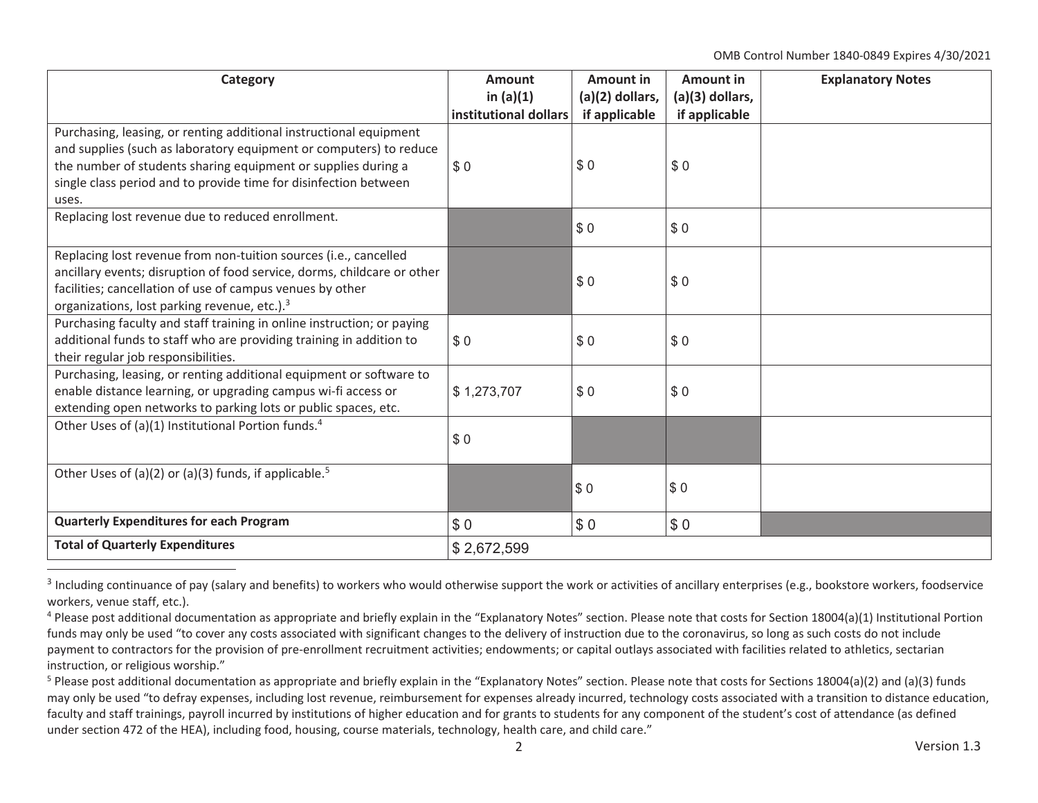| Category | Amount in (a)(1) institutional dollars | Amount in (a)(2) dollars, if applicable | Amount in (a)(3) dollars, if applicable | Explanatory Notes |
|---|---|---|---|---|
| Purchasing, leasing, or renting additional instructional equipment and supplies (such as laboratory equipment or computers) to reduce the number of students sharing equipment or supplies during a single class period and to provide time for disinfection between uses. | $ 0 | $ 0 | $ 0 | |
| Replacing lost revenue due to reduced enrollment. | | $ 0 | $ 0 | |
| Replacing lost revenue from non-tuition sources (i.e., cancelled ancillary events; disruption of food service, dorms, childcare or other facilities; cancellation of use of campus venues by other organizations, lost parking revenue, etc.).[3] | | $ 0 | $ 0 | |
| Purchasing faculty and staff training in online instruction; or paying additional funds to staff who are providing training in addition to their regular job responsibilities. | $ 0 | $ 0 | $ 0 | |
| Purchasing, leasing, or renting additional equipment or software to enable distance learning, or upgrading campus wi-fi access or extending open networks to parking lots or public spaces, etc. | $ 1,273,707 | $ 0 | $ 0 | |
| Other Uses of (a)(1) Institutional Portion funds.[4] | $ 0 | | | |
| Other Uses of (a)(2) or (a)(3) funds, if applicable.[5] | | $ 0 | $ 0 | |
| **Quarterly Expenditures for each Program** | $ 0 | $ 0 | $ 0 | |
| **Total of Quarterly Expenditures** | $ 2,672,599 | | | |

[3] Including continuance of pay (salary and benefits) to workers who would otherwise support the work or activities of ancillary enterprises (e.g., bookstore workers, foodservice workers, venue staff, etc.).

[4] Please post additional documentation as appropriate and briefly explain in the "Explanatory Notes" section. Please note that costs for Section 18004(a)(1) Institutional Portion funds may only be used "to cover any costs associated with significant changes to the delivery of instruction due to the coronavirus, so long as such costs do not include payment to contractors for the provision of pre-enrollment recruitment activities; endowments; or capital outlays associated with facilities related to athletics, sectarian instruction, or religious worship."

[5] Please post additional documentation as appropriate and briefly explain in the "Explanatory Notes" section. Please note that costs for Sections 18004(a)(2) and (a)(3) funds may only be used "to defray expenses, including lost revenue, reimbursement for expenses already incurred, technology costs associated with a transition to distance education, faculty and staff trainings, payroll incurred by institutions of higher education and for grants to students for any component of the student's cost of attendance (as defined under section 472 of the HEA), including food, housing, course materials, technology, health care, and child care."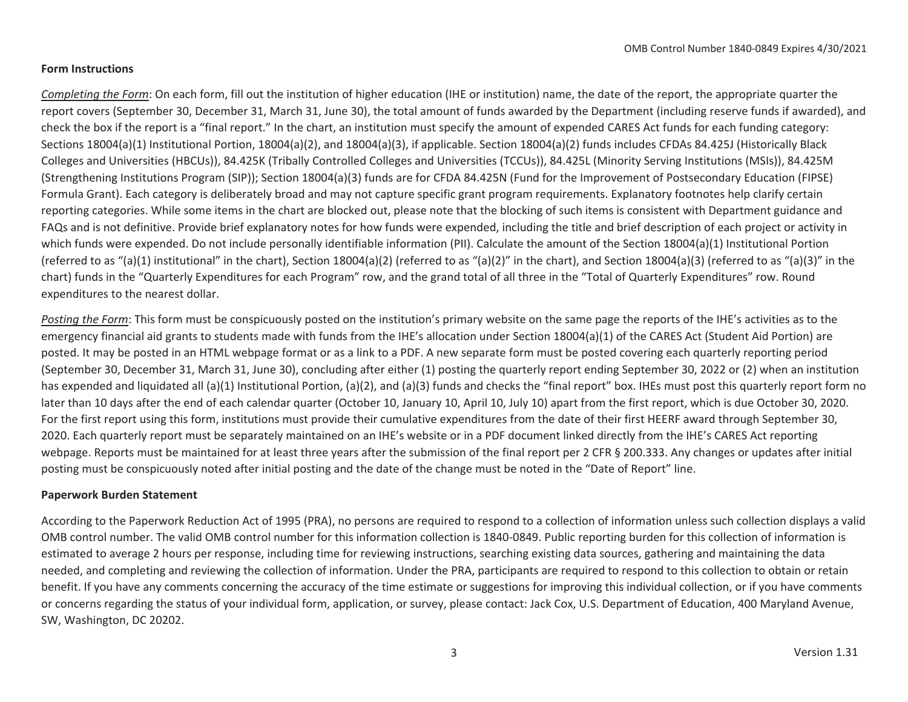**Form Instructions**

*Completing the Form*: On each form, fill out the institution of higher education (IHE or institution) name, the date of the report, the appropriate quarter the report covers (September 30, December 31, March 31, June 30), the total amount of funds awarded by the Department (including reserve funds if awarded), and check the box if the report is a "final report." In the chart, an institution must specify the amount of expended CARES Act funds for each funding category: Sections 18004(a)(1) Institutional Portion, 18004(a)(2), and 18004(a)(3), if applicable. Section 18004(a)(2) funds includes CFDAs 84.425J (Historically Black Colleges and Universities (HBCUs)), 84.425K (Tribally Controlled Colleges and Universities (TCCUs)), 84.425L (Minority Serving Institutions (MSIs)), 84.425M (Strengthening Institutions Program (SIP)); Section 18004(a)(3) funds are for CFDA 84.425N (Fund for the Improvement of Postsecondary Education (FIPSE) Formula Grant). Each category is deliberately broad and may not capture specific grant program requirements. Explanatory footnotes help clarify certain reporting categories. While some items in the chart are blocked out, please note that the blocking of such items is consistent with Department guidance and FAQs and is not definitive. Provide brief explanatory notes for how funds were expended, including the title and brief description of each project or activity in which funds were expended. Do not include personally identifiable information (PII). Calculate the amount of the Section 18004(a)(1) Institutional Portion (referred to as "(a)(1) institutional" in the chart), Section 18004(a)(2) (referred to as "(a)(2)" in the chart), and Section 18004(a)(3) (referred to as "(a)(3)" in the chart) funds in the "Quarterly Expenditures for each Program" row, and the grand total of all three in the "Total of Quarterly Expenditures" row. Round expenditures to the nearest dollar.

*Posting the Form*: This form must be conspicuously posted on the institution's primary website on the same page the reports of the IHE's activities as to the emergency financial aid grants to students made with funds from the IHE's allocation under Section 18004(a)(1) of the CARES Act (Student Aid Portion) are posted. It may be posted in an HTML webpage format or as a link to a PDF. A new separate form must be posted covering each quarterly reporting period (September 30, December 31, March 31, June 30), concluding after either (1) posting the quarterly report ending September 30, 2022 or (2) when an institution has expended and liquidated all (a)(1) Institutional Portion, (a)(2), and (a)(3) funds and checks the "final report" box. IHEs must post this quarterly report form no later than 10 days after the end of each calendar quarter (October 10, January 10, April 10, July 10) apart from the first report, which is due October 30, 2020. For the first report using this form, institutions must provide their cumulative expenditures from the date of their first HEERF award through September 30, 2020. Each quarterly report must be separately maintained on an IHE's website or in a PDF document linked directly from the IHE's CARES Act reporting webpage. Reports must be maintained for at least three years after the submission of the final report per 2 CFR § 200.333. Any changes or updates after initial posting must be conspicuously noted after initial posting and the date of the change must be noted in the "Date of Report" line.

**Paperwork Burden Statement**

According to the Paperwork Reduction Act of 1995 (PRA), no persons are required to respond to a collection of information unless such collection displays a valid OMB control number. The valid OMB control number for this information collection is 1840-0849. Public reporting burden for this collection of information is estimated to average 2 hours per response, including time for reviewing instructions, searching existing data sources, gathering and maintaining the data needed, and completing and reviewing the collection of information. Under the PRA, participants are required to respond to this collection to obtain or retain benefit. If you have any comments concerning the accuracy of the time estimate or suggestions for improving this individual collection, or if you have comments or concerns regarding the status of your individual form, application, or survey, please contact: Jack Cox, U.S. Department of Education, 400 Maryland Avenue, SW, Washington, DC 20202.